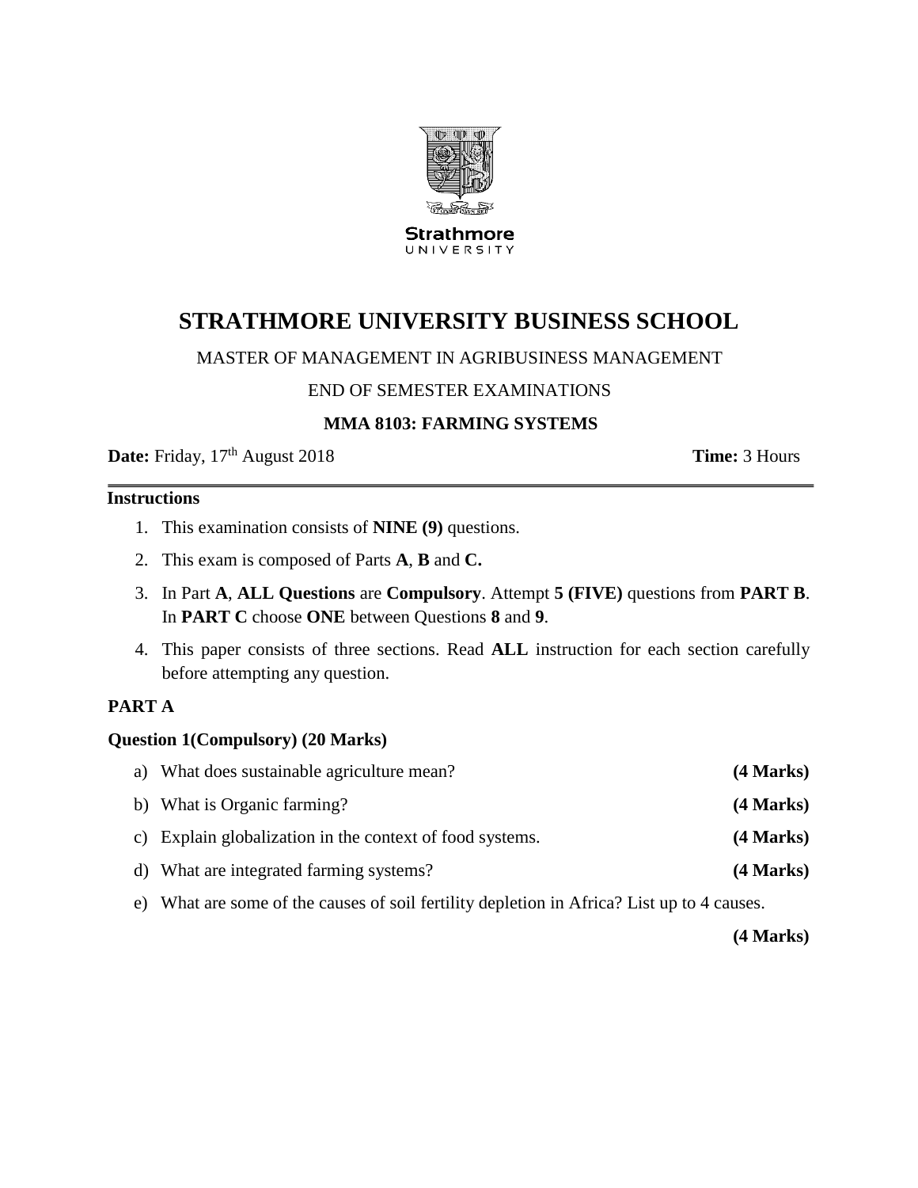Strathmore
UNIVERSITY

# STRATHMORE UNIVERSITY BUSINESS SCHOOL

MASTER OF MANAGEMENT IN AGRIBUSINESS MANAGEMENT

END OF SEMESTER EXAMINATIONS

**MMA 8103: FARMING SYSTEMS**

**Date:** Friday, 17th August 2018 **Time:** 3 Hours

---

**Instructions**

1. This examination consists of **NINE (9)** questions.
2. This exam is composed of Parts **A**, **B** and **C.**
3. In Part **A**, **ALL Questions** are **Compulsory**. Attempt **5 (FIVE)** questions from **PART B**. In **PART C** choose **ONE** between Questions **8** and **9**.
4. This paper consists of three sections. Read **ALL** instruction for each section carefully before attempting any question.

## PART A

**Question 1(Compulsory) (20 Marks)**

a) What does sustainable agriculture mean? **(4 Marks)**

b) What is Organic farming? **(4 Marks)**

c) Explain globalization in the context of food systems. **(4 Marks)**

d) What are integrated farming systems? **(4 Marks)**

e) What are some of the causes of soil fertility depletion in Africa? List up to 4 causes. **(4 Marks)**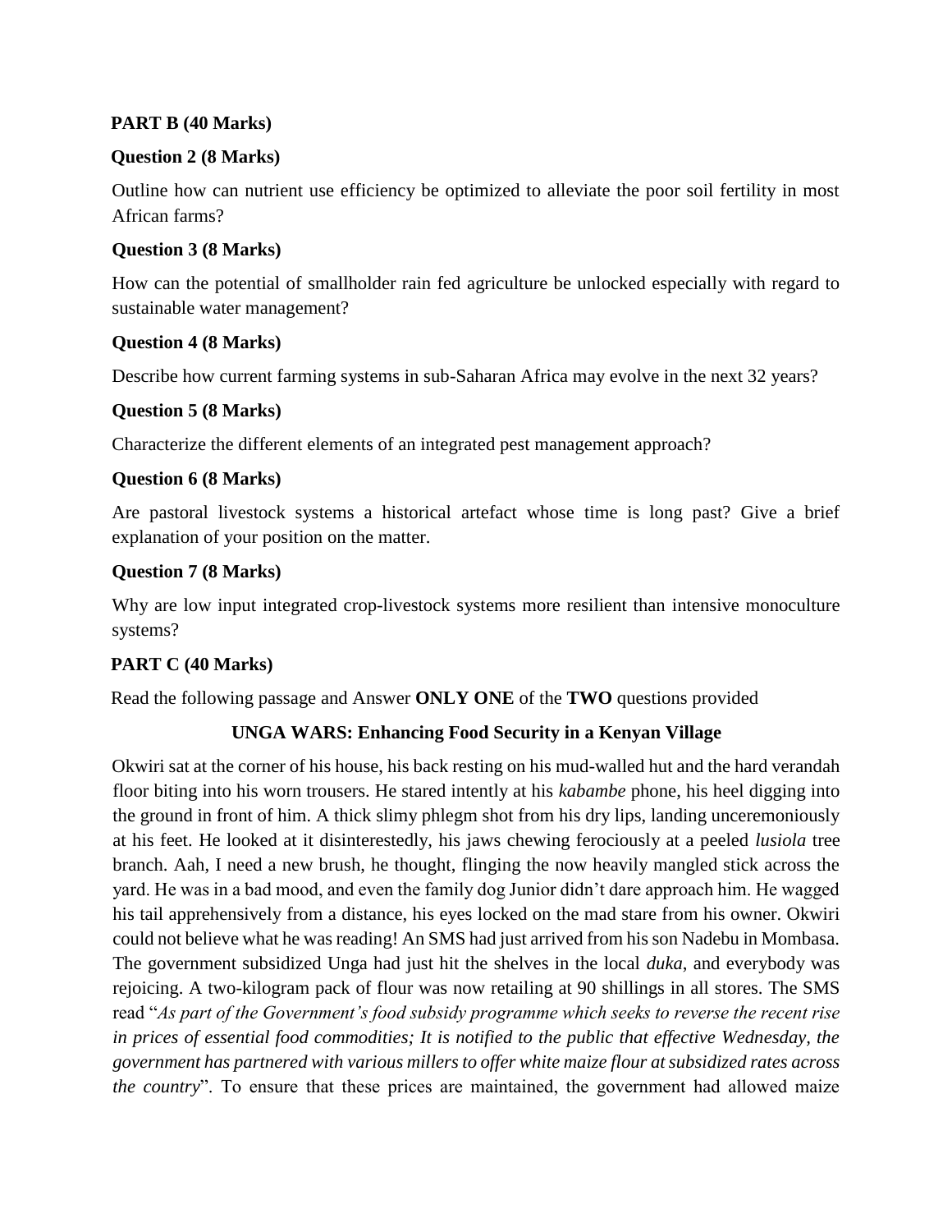**PART B (40 Marks)**

**Question 2 (8 Marks)**

Outline how can nutrient use efficiency be optimized to alleviate the poor soil fertility in most African farms?

**Question 3 (8 Marks)**

How can the potential of smallholder rain fed agriculture be unlocked especially with regard to sustainable water management?

**Question 4 (8 Marks)**

Describe how current farming systems in sub-Saharan Africa may evolve in the next 32 years?

**Question 5 (8 Marks)**

Characterize the different elements of an integrated pest management approach?

**Question 6 (8 Marks)**

Are pastoral livestock systems a historical artefact whose time is long past? Give a brief explanation of your position on the matter.

**Question 7 (8 Marks)**

Why are low input integrated crop-livestock systems more resilient than intensive monoculture systems?

**PART C (40 Marks)**

Read the following passage and Answer **ONLY ONE** of the **TWO** questions provided

**UNGA WARS: Enhancing Food Security in a Kenyan Village**

Okwiri sat at the corner of his house, his back resting on his mud-walled hut and the hard verandah floor biting into his worn trousers. He stared intently at his *kabambe* phone, his heel digging into the ground in front of him. A thick slimy phlegm shot from his dry lips, landing unceremoniously at his feet. He looked at it disinterestedly, his jaws chewing ferociously at a peeled *lusiola* tree branch. Aah, I need a new brush, he thought, flinging the now heavily mangled stick across the yard. He was in a bad mood, and even the family dog Junior didn't dare approach him. He wagged his tail apprehensively from a distance, his eyes locked on the mad stare from his owner. Okwiri could not believe what he was reading! An SMS had just arrived from his son Nadebu in Mombasa. The government subsidized Unga had just hit the shelves in the local *duka*, and everybody was rejoicing. A two-kilogram pack of flour was now retailing at 90 shillings in all stores. The SMS read "*As part of the Government's food subsidy programme which seeks to reverse the recent rise in prices of essential food commodities; It is notified to the public that effective Wednesday, the government has partnered with various millers to offer white maize flour at subsidized rates across the country*". To ensure that these prices are maintained, the government had allowed maize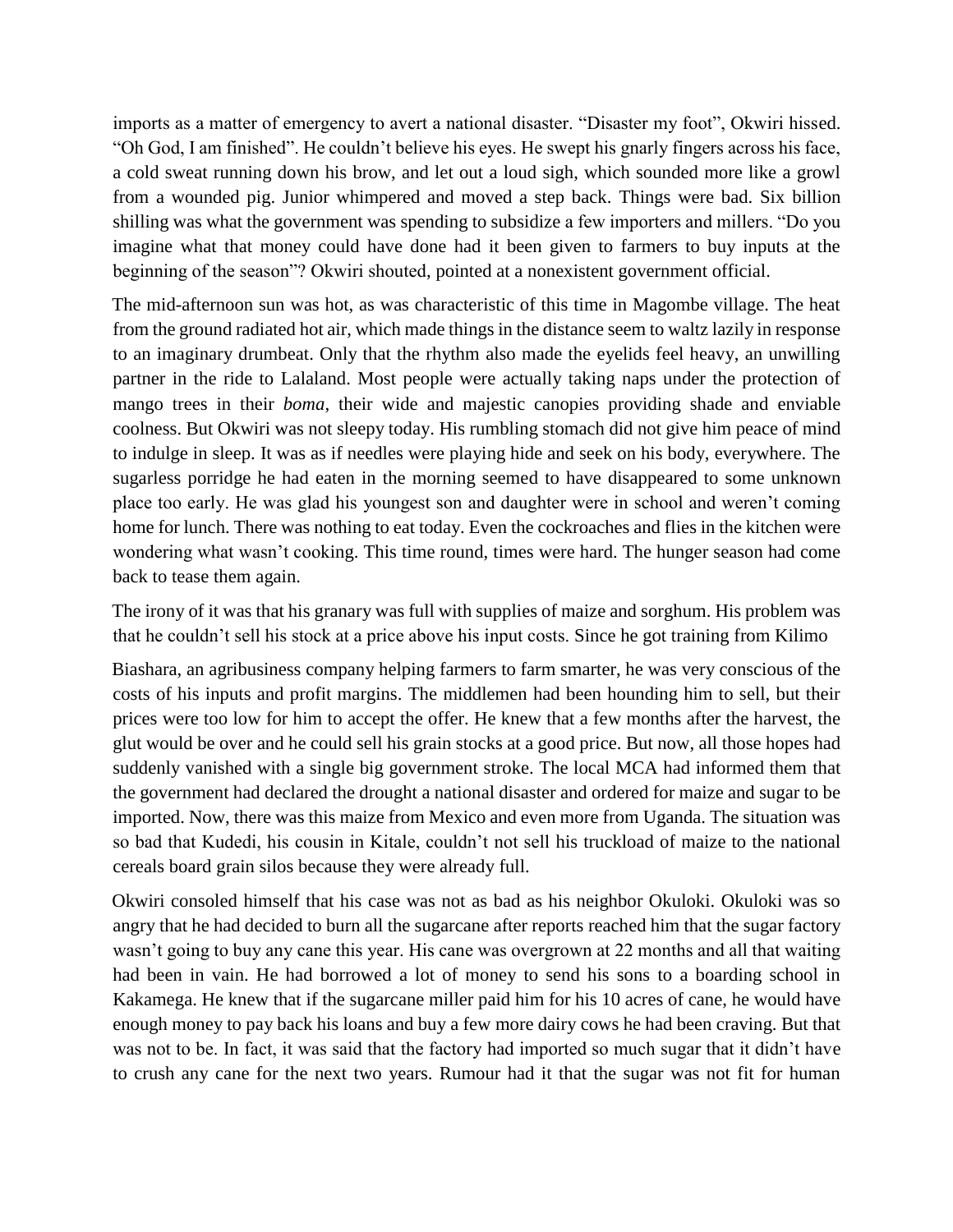imports as a matter of emergency to avert a national disaster. “Disaster my foot”, Okwiri hissed. “Oh God, I am finished”. He couldn’t believe his eyes. He swept his gnarly fingers across his face, a cold sweat running down his brow, and let out a loud sigh, which sounded more like a growl from a wounded pig. Junior whimpered and moved a step back. Things were bad. Six billion shilling was what the government was spending to subsidize a few importers and millers. “Do you imagine what that money could have done had it been given to farmers to buy inputs at the beginning of the season”? Okwiri shouted, pointed at a nonexistent government official.

The mid-afternoon sun was hot, as was characteristic of this time in Magombe village. The heat from the ground radiated hot air, which made things in the distance seem to waltz lazily in response to an imaginary drumbeat. Only that the rhythm also made the eyelids feel heavy, an unwilling partner in the ride to Lalaland. Most people were actually taking naps under the protection of mango trees in their *boma*, their wide and majestic canopies providing shade and enviable coolness. But Okwiri was not sleepy today. His rumbling stomach did not give him peace of mind to indulge in sleep. It was as if needles were playing hide and seek on his body, everywhere. The sugarless porridge he had eaten in the morning seemed to have disappeared to some unknown place too early. He was glad his youngest son and daughter were in school and weren’t coming home for lunch. There was nothing to eat today. Even the cockroaches and flies in the kitchen were wondering what wasn’t cooking. This time round, times were hard. The hunger season had come back to tease them again.

The irony of it was that his granary was full with supplies of maize and sorghum. His problem was that he couldn’t sell his stock at a price above his input costs. Since he got training from Kilimo Biashara, an agribusiness company helping farmers to farm smarter, he was very conscious of the costs of his inputs and profit margins. The middlemen had been hounding him to sell, but their prices were too low for him to accept the offer. He knew that a few months after the harvest, the glut would be over and he could sell his grain stocks at a good price. But now, all those hopes had suddenly vanished with a single big government stroke. The local MCA had informed them that the government had declared the drought a national disaster and ordered for maize and sugar to be imported. Now, there was this maize from Mexico and even more from Uganda. The situation was so bad that Kudedi, his cousin in Kitale, couldn’t not sell his truckload of maize to the national cereals board grain silos because they were already full.

Okwiri consoled himself that his case was not as bad as his neighbor Okuloki. Okuloki was so angry that he had decided to burn all the sugarcane after reports reached him that the sugar factory wasn’t going to buy any cane this year. His cane was overgrown at 22 months and all that waiting had been in vain. He had borrowed a lot of money to send his sons to a boarding school in Kakamega. He knew that if the sugarcane miller paid him for his 10 acres of cane, he would have enough money to pay back his loans and buy a few more dairy cows he had been craving. But that was not to be. In fact, it was said that the factory had imported so much sugar that it didn’t have to crush any cane for the next two years. Rumour had it that the sugar was not fit for human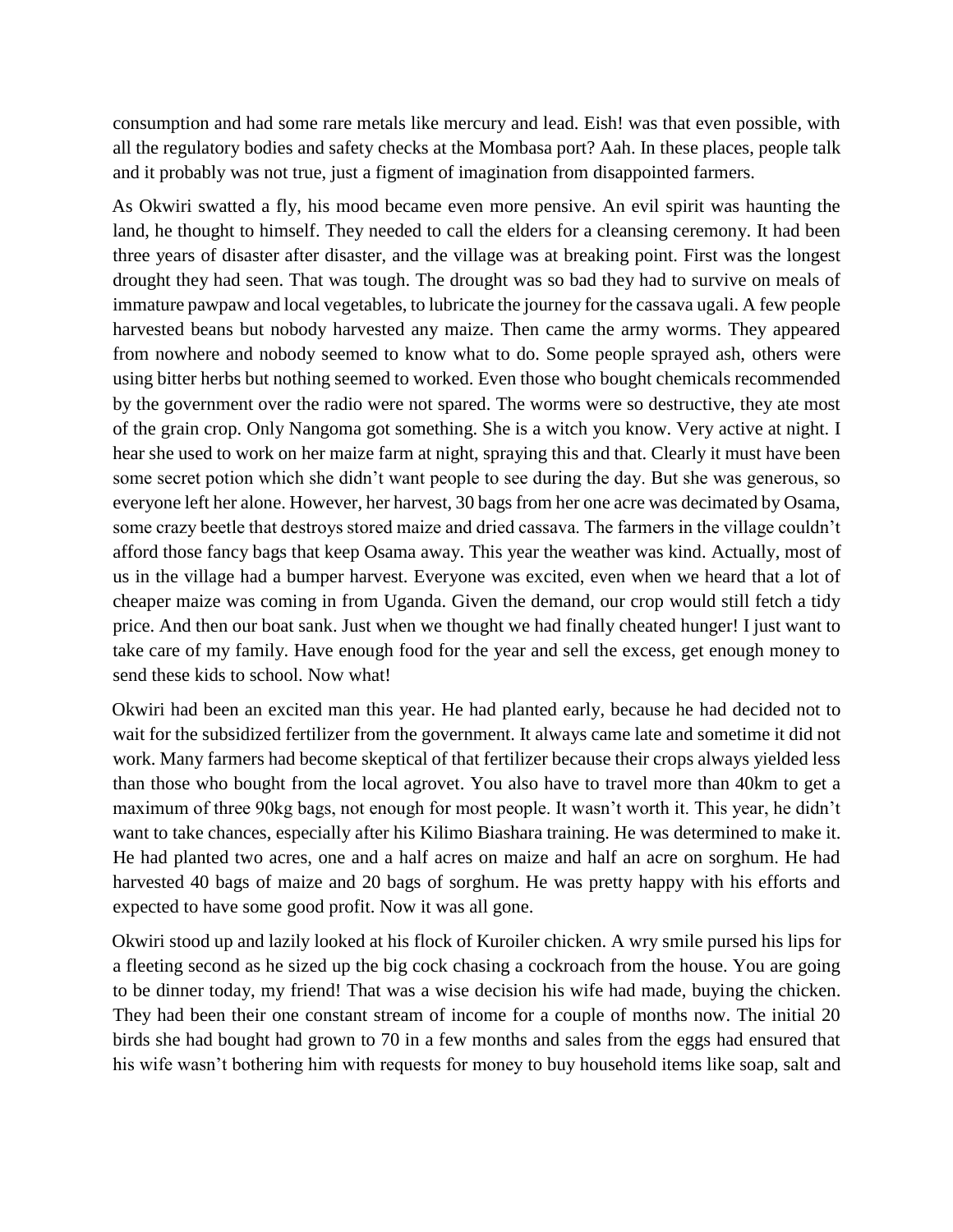consumption and had some rare metals like mercury and lead. Eish! was that even possible, with all the regulatory bodies and safety checks at the Mombasa port? Aah. In these places, people talk and it probably was not true, just a figment of imagination from disappointed farmers.

As Okwiri swatted a fly, his mood became even more pensive. An evil spirit was haunting the land, he thought to himself. They needed to call the elders for a cleansing ceremony. It had been three years of disaster after disaster, and the village was at breaking point. First was the longest drought they had seen. That was tough. The drought was so bad they had to survive on meals of immature pawpaw and local vegetables, to lubricate the journey for the cassava ugali. A few people harvested beans but nobody harvested any maize. Then came the army worms. They appeared from nowhere and nobody seemed to know what to do. Some people sprayed ash, others were using bitter herbs but nothing seemed to worked. Even those who bought chemicals recommended by the government over the radio were not spared. The worms were so destructive, they ate most of the grain crop. Only Nangoma got something. She is a witch you know. Very active at night. I hear she used to work on her maize farm at night, spraying this and that. Clearly it must have been some secret potion which she didn't want people to see during the day. But she was generous, so everyone left her alone. However, her harvest, 30 bags from her one acre was decimated by Osama, some crazy beetle that destroys stored maize and dried cassava. The farmers in the village couldn't afford those fancy bags that keep Osama away. This year the weather was kind. Actually, most of us in the village had a bumper harvest. Everyone was excited, even when we heard that a lot of cheaper maize was coming in from Uganda. Given the demand, our crop would still fetch a tidy price. And then our boat sank. Just when we thought we had finally cheated hunger! I just want to take care of my family. Have enough food for the year and sell the excess, get enough money to send these kids to school. Now what!

Okwiri had been an excited man this year. He had planted early, because he had decided not to wait for the subsidized fertilizer from the government. It always came late and sometime it did not work. Many farmers had become skeptical of that fertilizer because their crops always yielded less than those who bought from the local agrovet. You also have to travel more than 40km to get a maximum of three 90kg bags, not enough for most people. It wasn't worth it. This year, he didn't want to take chances, especially after his Kilimo Biashara training. He was determined to make it. He had planted two acres, one and a half acres on maize and half an acre on sorghum. He had harvested 40 bags of maize and 20 bags of sorghum. He was pretty happy with his efforts and expected to have some good profit. Now it was all gone.

Okwiri stood up and lazily looked at his flock of Kuroiler chicken. A wry smile pursed his lips for a fleeting second as he sized up the big cock chasing a cockroach from the house. You are going to be dinner today, my friend! That was a wise decision his wife had made, buying the chicken. They had been their one constant stream of income for a couple of months now. The initial 20 birds she had bought had grown to 70 in a few months and sales from the eggs had ensured that his wife wasn't bothering him with requests for money to buy household items like soap, salt and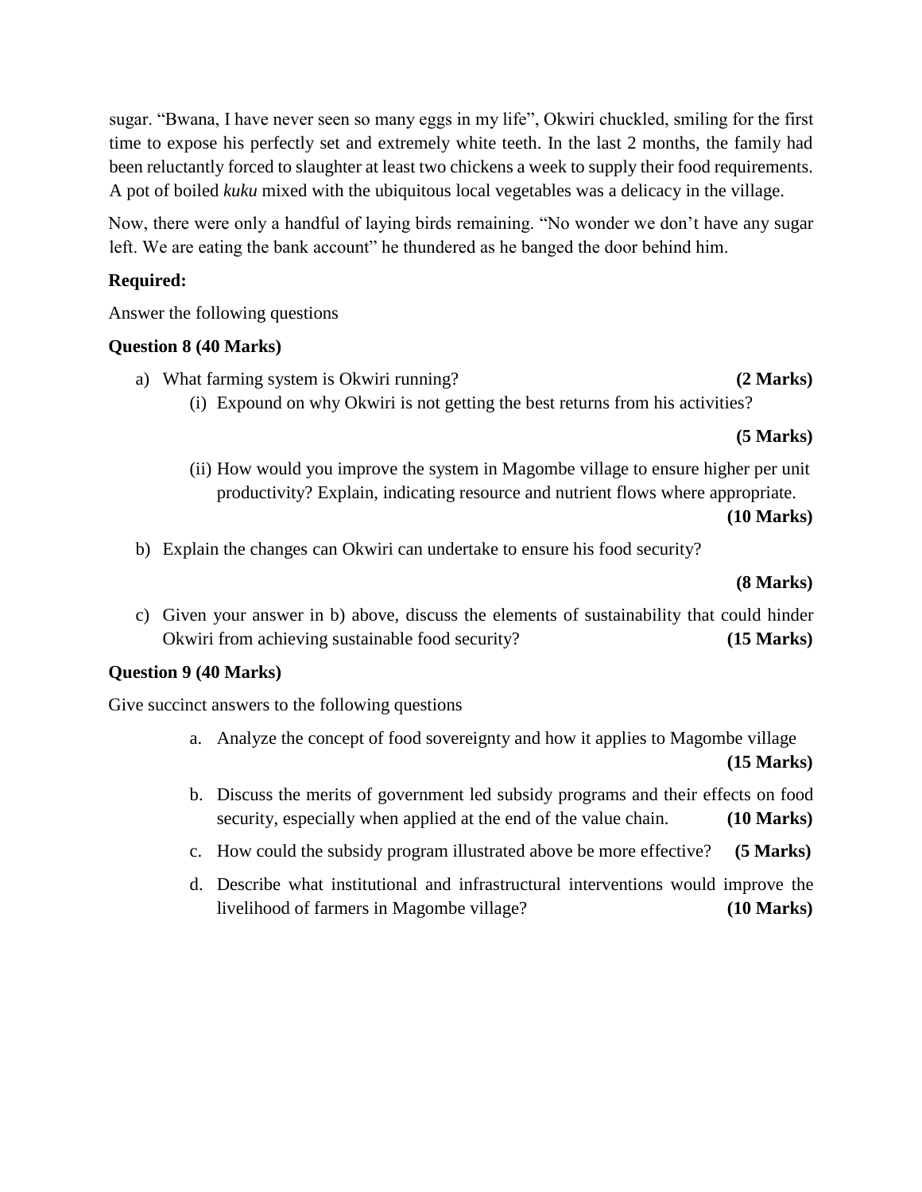sugar. "Bwana, I have never seen so many eggs in my life", Okwiri chuckled, smiling for the first time to expose his perfectly set and extremely white teeth. In the last 2 months, the family had been reluctantly forced to slaughter at least two chickens a week to supply their food requirements. A pot of boiled *kuku* mixed with the ubiquitous local vegetables was a delicacy in the village.

Now, there were only a handful of laying birds remaining. "No wonder we don't have any sugar left. We are eating the bank account" he thundered as he banged the door behind him.

**Required:**

Answer the following questions

**Question 8 (40 Marks)**

a) What farming system is Okwiri running? **(2 Marks)**

(i) Expound on why Okwiri is not getting the best returns from his activities? **(5 Marks)**

(ii) How would you improve the system in Magombe village to ensure higher per unit productivity? Explain, indicating resource and nutrient flows where appropriate. **(10 Marks)**

b) Explain the changes can Okwiri can undertake to ensure his food security? **(8 Marks)**

c) Given your answer in b) above, discuss the elements of sustainability that could hinder Okwiri from achieving sustainable food security? **(15 Marks)**

**Question 9 (40 Marks)**

Give succinct answers to the following questions

a. Analyze the concept of food sovereignty and how it applies to Magombe village **(15 Marks)**

b. Discuss the merits of government led subsidy programs and their effects on food security, especially when applied at the end of the value chain. **(10 Marks)**

c. How could the subsidy program illustrated above be more effective? **(5 Marks)**

d. Describe what institutional and infrastructural interventions would improve the livelihood of farmers in Magombe village? **(10 Marks)**